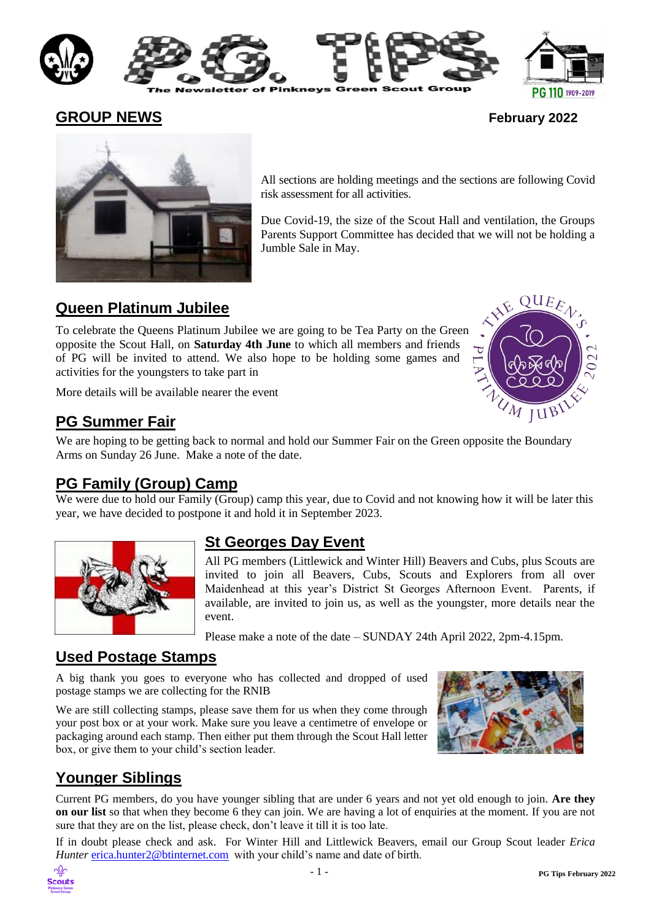# P.G. TIPS

The Newsletter of Pinkneys Green Scout Group

## GROUP NEWS

**February 2022**

All sections are holding meetings and the sections are following Covid risk assessment for all activities.

Due Covid-19, the size of the Scout Hall and ventilation, the Groups Parents Support Committee has decided that we will not be holding a Jumble Sale in May.

## Queen Platinum Jubilee

To celebrate the Queens Platinum Jubilee we are going to be Tea Party on the Green opposite the Scout Hall, on **Saturday 4th June** to which all members and friends of PG will be invited to attend. We also hope to be holding some games and activities for the youngsters to take part in

More details will be available nearer the event

## PG Summer Fair

We are hoping to be getting back to normal and hold our Summer Fair on the Green opposite the Boundary Arms on Sunday 26 June. Make a note of the date.

## PG Family (Group) Camp

We were due to hold our Family (Group) camp this year, due to Covid and not knowing how it will be later this year, we have decided to postpone it and hold it in September 2023.

## St Georges Day Event

All PG members (Littlewick and Winter Hill) Beavers and Cubs, plus Scouts are invited to join all Beavers, Cubs, Scouts and Explorers from all over Maidenhead at this year's District St Georges Afternoon Event. Parents, if available, are invited to join us, as well as the youngster, more details near the event.

Please make a note of the date – SUNDAY 24th April 2022, 2pm-4.15pm.

## Used Postage Stamps

A big thank you goes to everyone who has collected and dropped of used postage stamps we are collecting for the RNIB

We are still collecting stamps, please save them for us when they come through your post box or at your work. Make sure you leave a centimetre of envelope or packaging around each stamp. Then either put them through the Scout Hall letter box, or give them to your child's section leader.

## Younger Siblings

Current PG members, do you have younger sibling that are under 6 years and not yet old enough to join. **Are they on our list** so that when they become 6 they can join. We are having a lot of enquiries at the moment. If you are not sure that they are on the list, please check, don't leave it till it is too late.

If in doubt please check and ask. For Winter Hill and Littlewick Beavers, email our Group Scout leader *Erica Hunter* erica.hunter2@btinternet.com with your child's name and date of birth.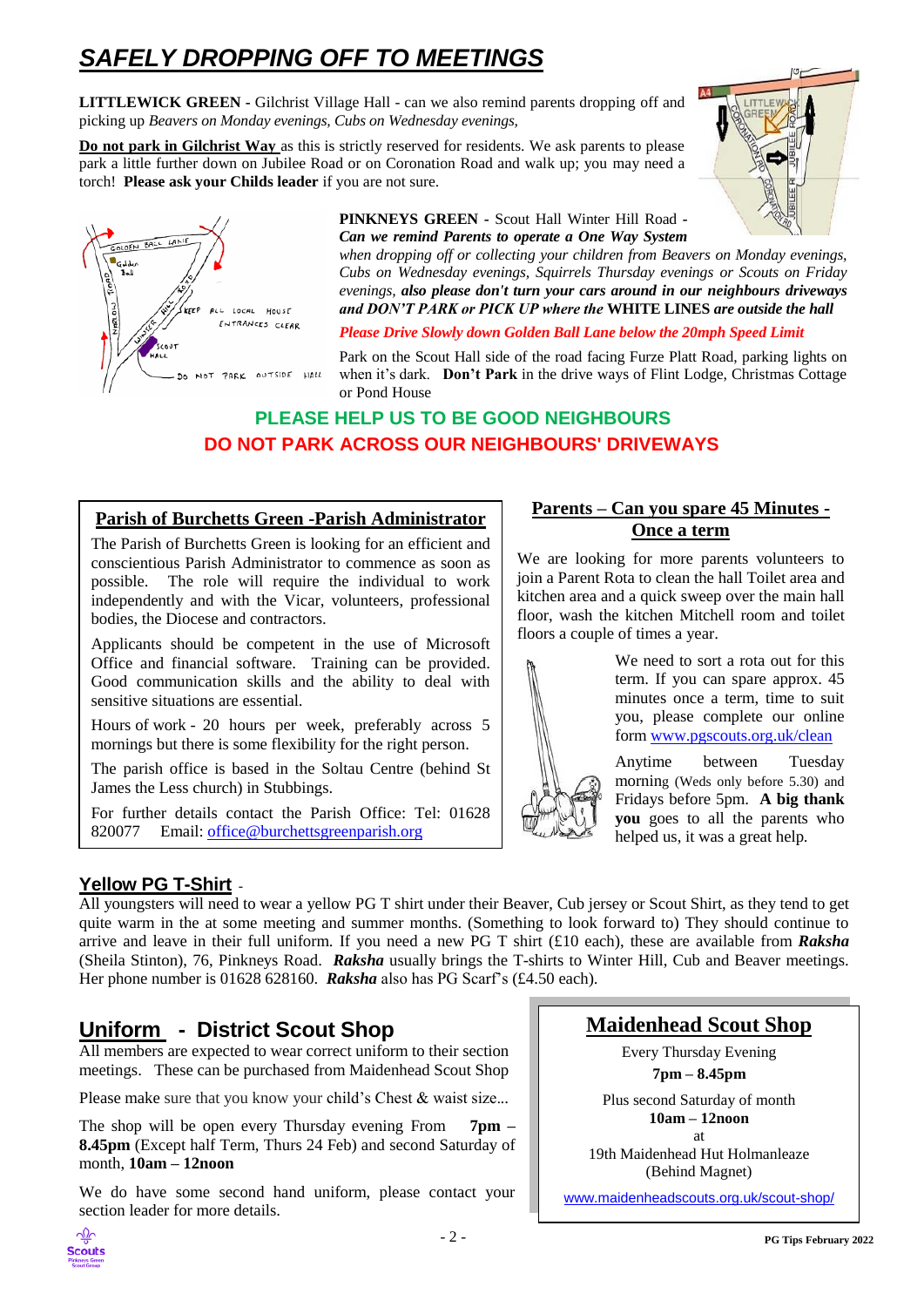# *SAFELY DROPPING OFF TO MEETINGS*

**LITTLEWICK GREEN -** Gilchrist Village Hall - can we also remind parents dropping off and picking up *Beavers on Monday evenings, Cubs on Wednesday evenings,*

**Do not park in Gilchrist Way** as this is strictly reserved for residents. We ask parents to please park a little further down on Jubilee Road or on Coronation Road and walk up; you may need a torch! **Please ask your Childs leader** if you are not sure.

**PINKNEYS GREEN** - Scout Hall Winter Hill Road - ***Can we remind Parents to operate a One Way System*** *when dropping off or collecting your children from Beavers on Monday evenings, Cubs on Wednesday evenings, Squirrels Thursday evenings or Scouts on Friday evenings,* ***also please don't turn your cars around in our neighbours driveways and DON'T PARK or PICK UP where the*** **WHITE LINES** ***are outside the hall***

*Please Drive Slowly down Golden Ball Lane below the 20mph Speed Limit*

Park on the Scout Hall side of the road facing Furze Platt Road, parking lights on when it's dark. **Don't Park** in the drive ways of Flint Lodge, Christmas Cottage or Pond House

**PLEASE HELP US TO BE GOOD NEIGHBOURS**
**DO NOT PARK ACROSS OUR NEIGHBOURS' DRIVEWAYS**

## Parish of Burchetts Green -Parish Administrator

The Parish of Burchetts Green is looking for an efficient and conscientious Parish Administrator to commence as soon as possible. The role will require the individual to work independently and with the Vicar, volunteers, professional bodies, the Diocese and contractors.

Applicants should be competent in the use of Microsoft Office and financial software. Training can be provided. Good communication skills and the ability to deal with sensitive situations are essential.

Hours of work - 20 hours per week, preferably across 5 mornings but there is some flexibility for the right person.

The parish office is based in the Soltau Centre (behind St James the Less church) in Stubbings.

For further details contact the Parish Office: Tel: 01628 820077 Email: office@burchettsgreenparish.org

## Parents – Can you spare 45 Minutes - Once a term

We are looking for more parents volunteers to join a Parent Rota to clean the hall Toilet area and kitchen area and a quick sweep over the main hall floor, wash the kitchen Mitchell room and toilet floors a couple of times a year.

We need to sort a rota out for this term. If you can spare approx. 45 minutes once a term, time to suit you, please complete our online form www.pgscouts.org.uk/clean

Anytime between Tuesday morning (Weds only before 5.30) and Fridays before 5pm. **A big thank you** goes to all the parents who helped us, it was a great help.

## Yellow PG T-Shirt -

All youngsters will need to wear a yellow PG T shirt under their Beaver, Cub jersey or Scout Shirt, as they tend to get quite warm in the at some meeting and summer months. (Something to look forward to) They should continue to arrive and leave in their full uniform. If you need a new PG T shirt (£10 each), these are available from ***Raksha*** (Sheila Stinton), 76, Pinkneys Road. ***Raksha*** usually brings the T-shirts to Winter Hill, Cub and Beaver meetings. Her phone number is 01628 628160. ***Raksha*** also has PG Scarf's (£4.50 each).

## Uniform - District Scout Shop

All members are expected to wear correct uniform to their section meetings. These can be purchased from Maidenhead Scout Shop

Please make sure that you know your child's Chest & waist size...

The shop will be open every Thursday evening From **7pm – 8.45pm** (Except half Term, Thurs 24 Feb) and second Saturday of month, **10am – 12noon**

We do have some second hand uniform, please contact your section leader for more details.

## Maidenhead Scout Shop

Every Thursday Evening
**7pm – 8.45pm**

Plus second Saturday of month
**10am – 12noon**
at
19th Maidenhead Hut Holmanleaze
(Behind Magnet)

www.maidenheadscouts.org.uk/scout-shop/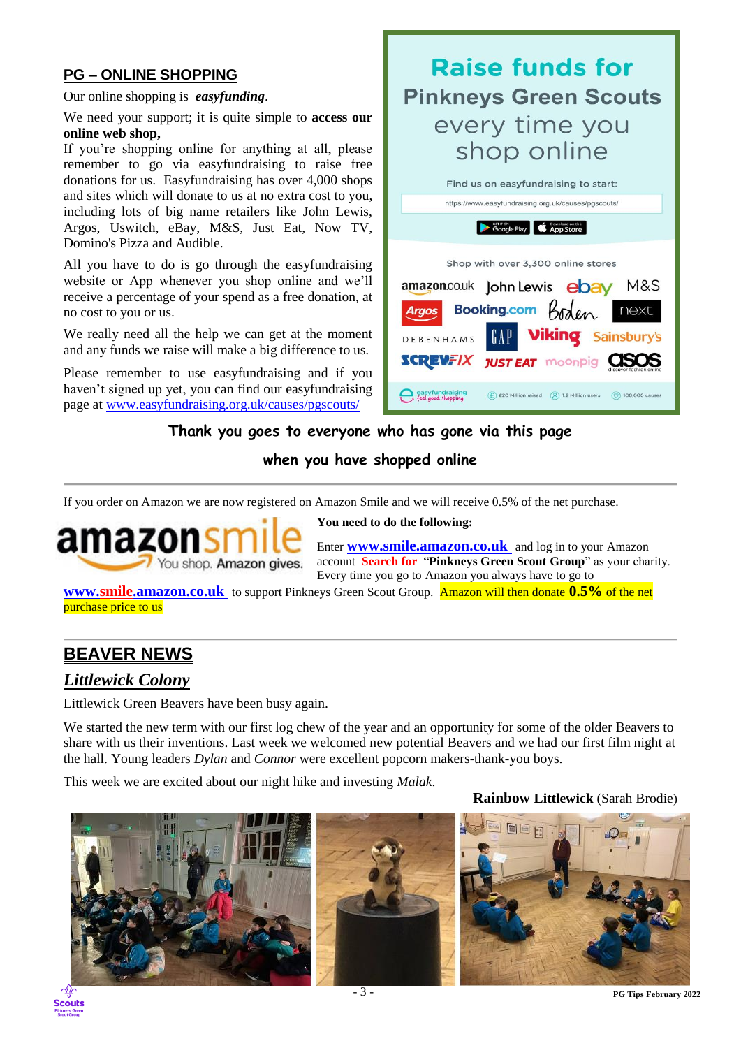## PG – ONLINE SHOPPING

Our online shopping is ***easyfunding***.

We need your support; it is quite simple to **access our online web shop,**
If you're shopping online for anything at all, please remember to go via easyfundraising to raise free donations for us. Easyfundraising has over 4,000 shops and sites which will donate to us at no extra cost to you, including lots of big name retailers like John Lewis, Argos, Uswitch, eBay, M&S, Just Eat, Now TV, Domino's Pizza and Audible.

All you have to do is go through the easyfundraising website or App whenever you shop online and we'll receive a percentage of your spend as a free donation, at no cost to you or us.

We really need all the help we can get at the moment and any funds we raise will make a big difference to us.

Please remember to use easyfundraising and if you haven't signed up yet, you can find our easyfundraising page at www.easyfundraising.org.uk/causes/pgscouts/

**Raise funds for Pinkneys Green Scouts every time you shop online**

Find us on easyfundraising to start:

https://www.easyfundraising.org.uk/causes/pgscouts/

Shop with over 3,300 online stores

**Thank you goes to everyone who has gone via this page when you have shopped online**

---

If you order on Amazon we are now registered on Amazon Smile and we will receive 0.5% of the net purchase.

**You need to do the following:**

Enter **www.smile.amazon.co.uk** and log in to your Amazon account **Search for** "**Pinkneys Green Scout Group**" as your charity. Every time you go to Amazon you always have to go to **www.smile.amazon.co.uk** to support Pinkneys Green Scout Group. Amazon will then donate **0.5%** of the net purchase price to us

---

## BEAVER NEWS

### *Littlewick Colony*

Littlewick Green Beavers have been busy again.

We started the new term with our first log chew of the year and an opportunity for some of the older Beavers to share with us their inventions. Last week we welcomed new potential Beavers and we had our first film night at the hall. Young leaders *Dylan* and *Connor* were excellent popcorn makers-thank-you boys.

This week we are excited about our night hike and investing *Malak*.

**Rainbow Littlewick** (Sarah Brodie)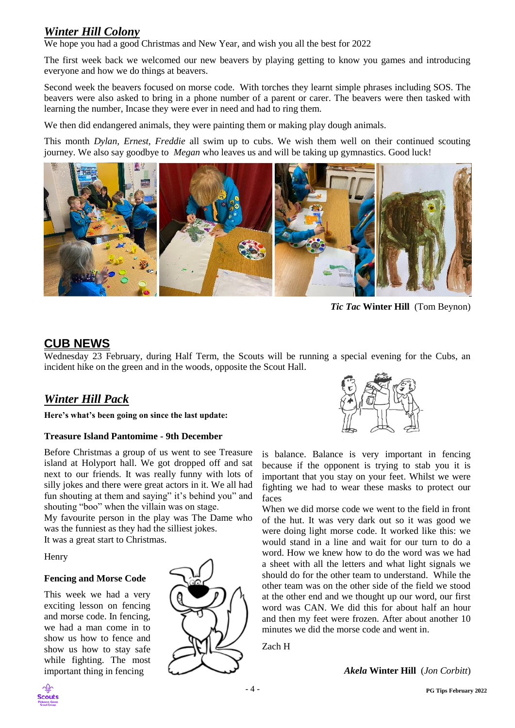## *Winter Hill Colony*

We hope you had a good Christmas and New Year, and wish you all the best for 2022

The first week back we welcomed our new beavers by playing getting to know you games and introducing everyone and how we do things at beavers.

Second week the beavers focused on morse code. With torches they learnt simple phrases including SOS. The beavers were also asked to bring in a phone number of a parent or carer. The beavers were then tasked with learning the number, Incase they were ever in need and had to ring them.

We then did endangered animals, they were painting them or making play dough animals.

This month *Dylan*, *Ernest*, *Freddie* all swim up to cubs. We wish them well on their continued scouting journey. We also say goodbye to *Megan* who leaves us and will be taking up gymnastics. Good luck!

***Tic Tac*** **Winter Hill** (Tom Beynon)

## CUB NEWS

Wednesday 23 February, during Half Term, the Scouts will be running a special evening for the Cubs, an incident hike on the green and in the woods, opposite the Scout Hall.

## *Winter Hill Pack*

**Here's what's been going on since the last update:**

### Treasure Island Pantomime - 9th December

Before Christmas a group of us went to see Treasure island at Holyport hall. We got dropped off and sat next to our friends. It was really funny with lots of silly jokes and there were great actors in it. We all had fun shouting at them and saying" it's behind you" and shouting "boo" when the villain was on stage.
My favourite person in the play was The Dame who was the funniest as they had the silliest jokes.
It was a great start to Christmas.

Henry

### Fencing and Morse Code

This week we had a very exciting lesson on fencing and morse code. In fencing, we had a man come in to show us how to fence and show us how to stay safe while fighting. The most important thing in fencing is balance. Balance is very important in fencing because if the opponent is trying to stab you it is important that you stay on your feet. Whilst we were fighting we had to wear these masks to protect our faces
When we did morse code we went to the field in front of the hut. It was very dark out so it was good we were doing light morse code. It worked like this: we would stand in a line and wait for our turn to do a word. How we knew how to do the word was we had a sheet with all the letters and what light signals we should do for the other team to understand. While the other team was on the other side of the field we stood at the other end and we thought up our word, our first word was CAN. We did this for about half an hour and then my feet were frozen. After about another 10 minutes we did the morse code and went in.

Zach H

***Akela*** **Winter Hill** (*Jon Corbitt*)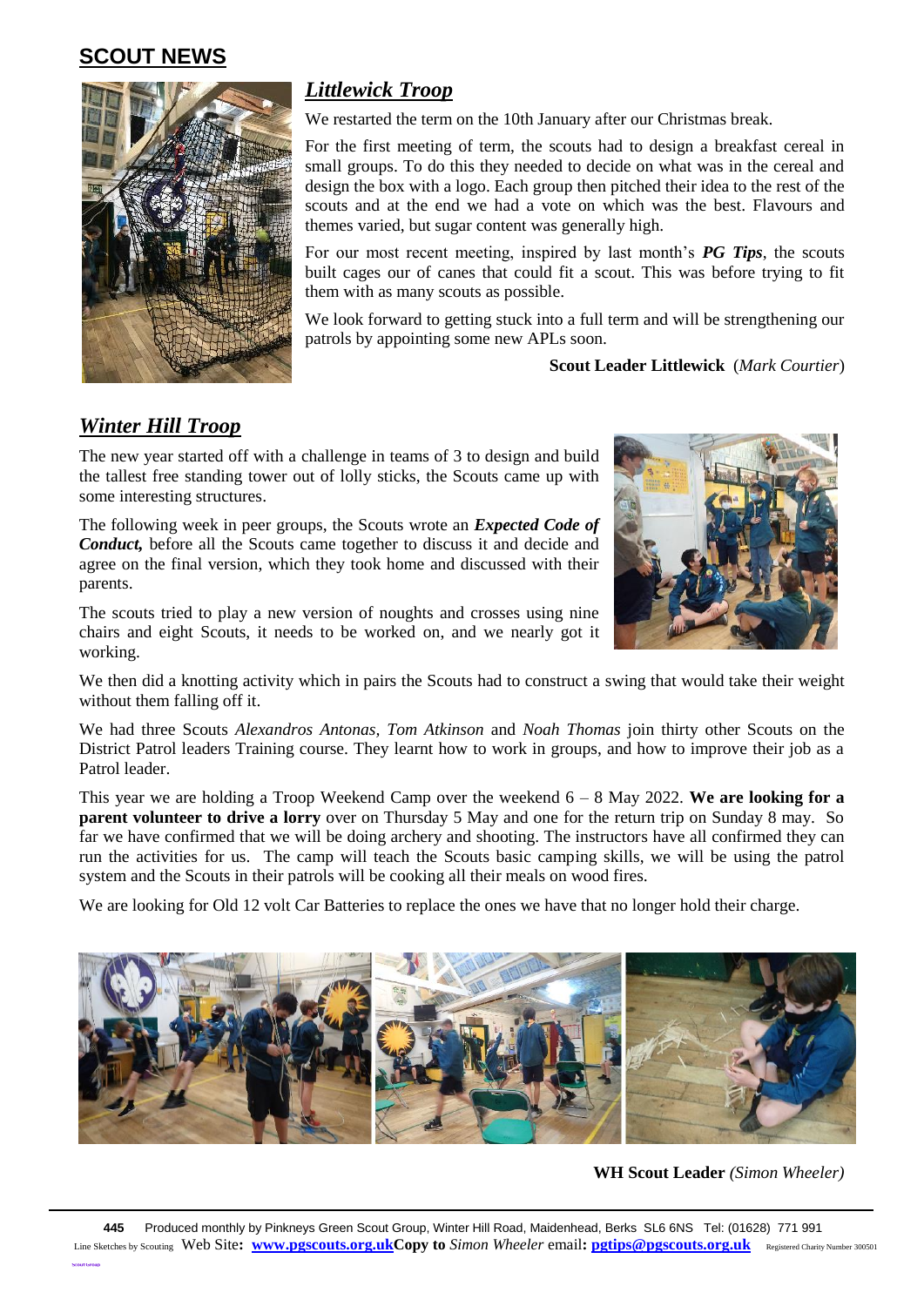## SCOUT NEWS

### *Littlewick Troop*

We restarted the term on the 10th January after our Christmas break.

For the first meeting of term, the scouts had to design a breakfast cereal in small groups. To do this they needed to decide on what was in the cereal and design the box with a logo. Each group then pitched their idea to the rest of the scouts and at the end we had a vote on which was the best. Flavours and themes varied, but sugar content was generally high.

For our most recent meeting, inspired by last month's ***PG Tips***, the scouts built cages our of canes that could fit a scout. This was before trying to fit them with as many scouts as possible.

We look forward to getting stuck into a full term and will be strengthening our patrols by appointing some new APLs soon.

**Scout Leader Littlewick** (*Mark Courtier*)

### *Winter Hill Troop*

The new year started off with a challenge in teams of 3 to design and build the tallest free standing tower out of lolly sticks, the Scouts came up with some interesting structures.

The following week in peer groups, the Scouts wrote an ***Expected Code of Conduct,*** before all the Scouts came together to discuss it and decide and agree on the final version, which they took home and discussed with their parents.

The scouts tried to play a new version of noughts and crosses using nine chairs and eight Scouts, it needs to be worked on, and we nearly got it working.

We then did a knotting activity which in pairs the Scouts had to construct a swing that would take their weight without them falling off it.

We had three Scouts *Alexandros Antonas, Tom Atkinson* and *Noah Thomas* join thirty other Scouts on the District Patrol leaders Training course. They learnt how to work in groups, and how to improve their job as a Patrol leader.

This year we are holding a Troop Weekend Camp over the weekend 6 – 8 May 2022. **We are looking for a parent volunteer to drive a lorry** over on Thursday 5 May and one for the return trip on Sunday 8 may. So far we have confirmed that we will be doing archery and shooting. The instructors have all confirmed they can run the activities for us. The camp will teach the Scouts basic camping skills, we will be using the patrol system and the Scouts in their patrols will be cooking all their meals on wood fires.

We are looking for Old 12 volt Car Batteries to replace the ones we have that no longer hold their charge.

**WH Scout Leader** *(Simon Wheeler)*

**445** Produced monthly by Pinkneys Green Scout Group, Winter Hill Road, Maidenhead, Berks SL6 6NS Tel: (01628) 771 991
Line Sketches by Scouting Web Site**: www.pgscouts.org.uk** **Copy to** *Simon Wheeler* email**: pgtips@pgscouts.org.uk** Registered Charity Number 300501